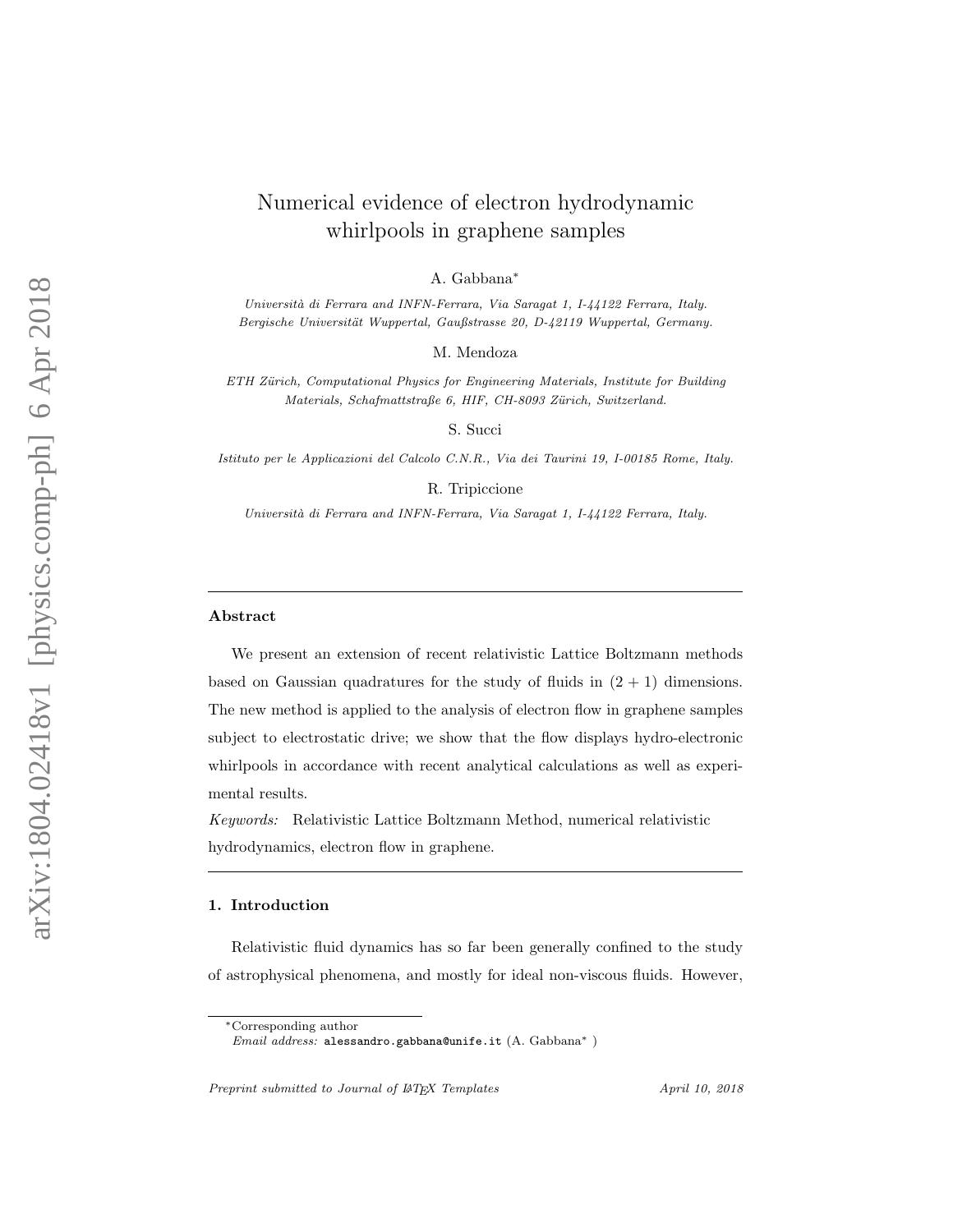# Numerical evidence of electron hydrodynamic whirlpools in graphene samples

A. Gabbana*

*Università di Ferrara and INFN-Ferrara, Via Saragat 1, I-44122 Ferrara, Italy.*
*Bergische Universität Wuppertal, Gaußstrasse 20, D-42119 Wuppertal, Germany.*

M. Mendoza

*ETH Zürich, Computational Physics for Engineering Materials, Institute for Building Materials, Schafmattstraße 6, HIF, CH-8093 Zürich, Switzerland.*

S. Succi

*Istituto per le Applicazioni del Calcolo C.N.R., Via dei Taurini 19, I-00185 Rome, Italy.*

R. Tripiccione

*Università di Ferrara and INFN-Ferrara, Via Saragat 1, I-44122 Ferrara, Italy.*

---

**Abstract**

We present an extension of recent relativistic Lattice Boltzmann methods based on Gaussian quadratures for the study of fluids in $(2 + 1)$ dimensions. The new method is applied to the analysis of electron flow in graphene samples subject to electrostatic drive; we show that the flow displays hydro-electronic whirlpools in accordance with recent analytical calculations as well as experimental results.

*Keywords:* Relativistic Lattice Boltzmann Method, numerical relativistic hydrodynamics, electron flow in graphene.

---

## 1. Introduction

Relativistic fluid dynamics has so far been generally confined to the study of astrophysical phenomena, and mostly for ideal non-viscous fluids. However,

*Corresponding author
*Email address:* alessandro.gabbana@unife.it (A. Gabbana* )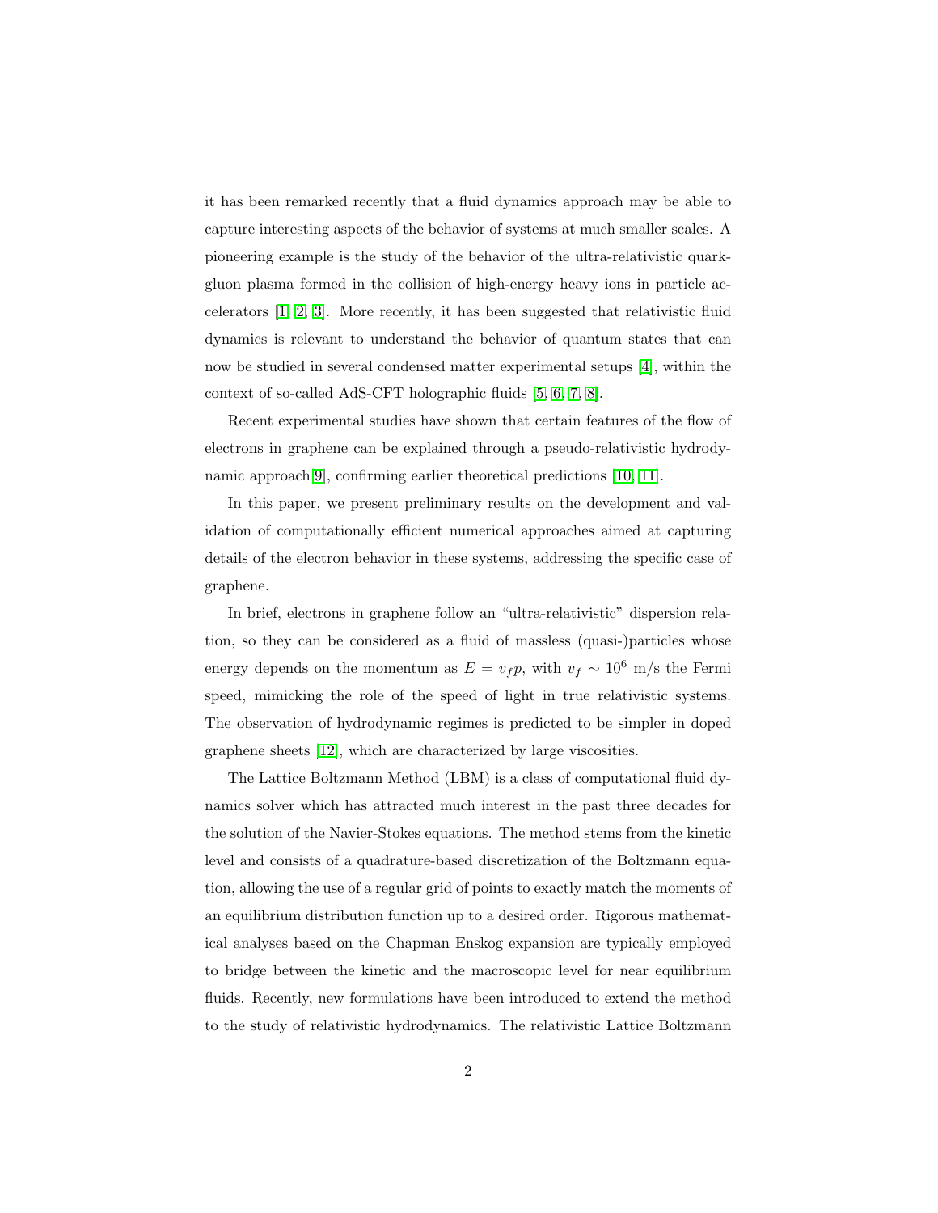it has been remarked recently that a fluid dynamics approach may be able to capture interesting aspects of the behavior of systems at much smaller scales. A pioneering example is the study of the behavior of the ultra-relativistic quark-gluon plasma formed in the collision of high-energy heavy ions in particle accelerators [1, 2, 3]. More recently, it has been suggested that relativistic fluid dynamics is relevant to understand the behavior of quantum states that can now be studied in several condensed matter experimental setups [4], within the context of so-called AdS-CFT holographic fluids [5, 6, 7, 8].

Recent experimental studies have shown that certain features of the flow of electrons in graphene can be explained through a pseudo-relativistic hydrodynamic approach[9], confirming earlier theoretical predictions [10, 11].

In this paper, we present preliminary results on the development and validation of computationally efficient numerical approaches aimed at capturing details of the electron behavior in these systems, addressing the specific case of graphene.

In brief, electrons in graphene follow an "ultra-relativistic" dispersion relation, so they can be considered as a fluid of massless (quasi-)particles whose energy depends on the momentum as $E = v_f p$, with $v_f \sim 10^6$ m/s the Fermi speed, mimicking the role of the speed of light in true relativistic systems. The observation of hydrodynamic regimes is predicted to be simpler in doped graphene sheets [12], which are characterized by large viscosities.

The Lattice Boltzmann Method (LBM) is a class of computational fluid dynamics solver which has attracted much interest in the past three decades for the solution of the Navier-Stokes equations. The method stems from the kinetic level and consists of a quadrature-based discretization of the Boltzmann equation, allowing the use of a regular grid of points to exactly match the moments of an equilibrium distribution function up to a desired order. Rigorous mathematical analyses based on the Chapman Enskog expansion are typically employed to bridge between the kinetic and the macroscopic level for near equilibrium fluids. Recently, new formulations have been introduced to extend the method to the study of relativistic hydrodynamics. The relativistic Lattice Boltzmann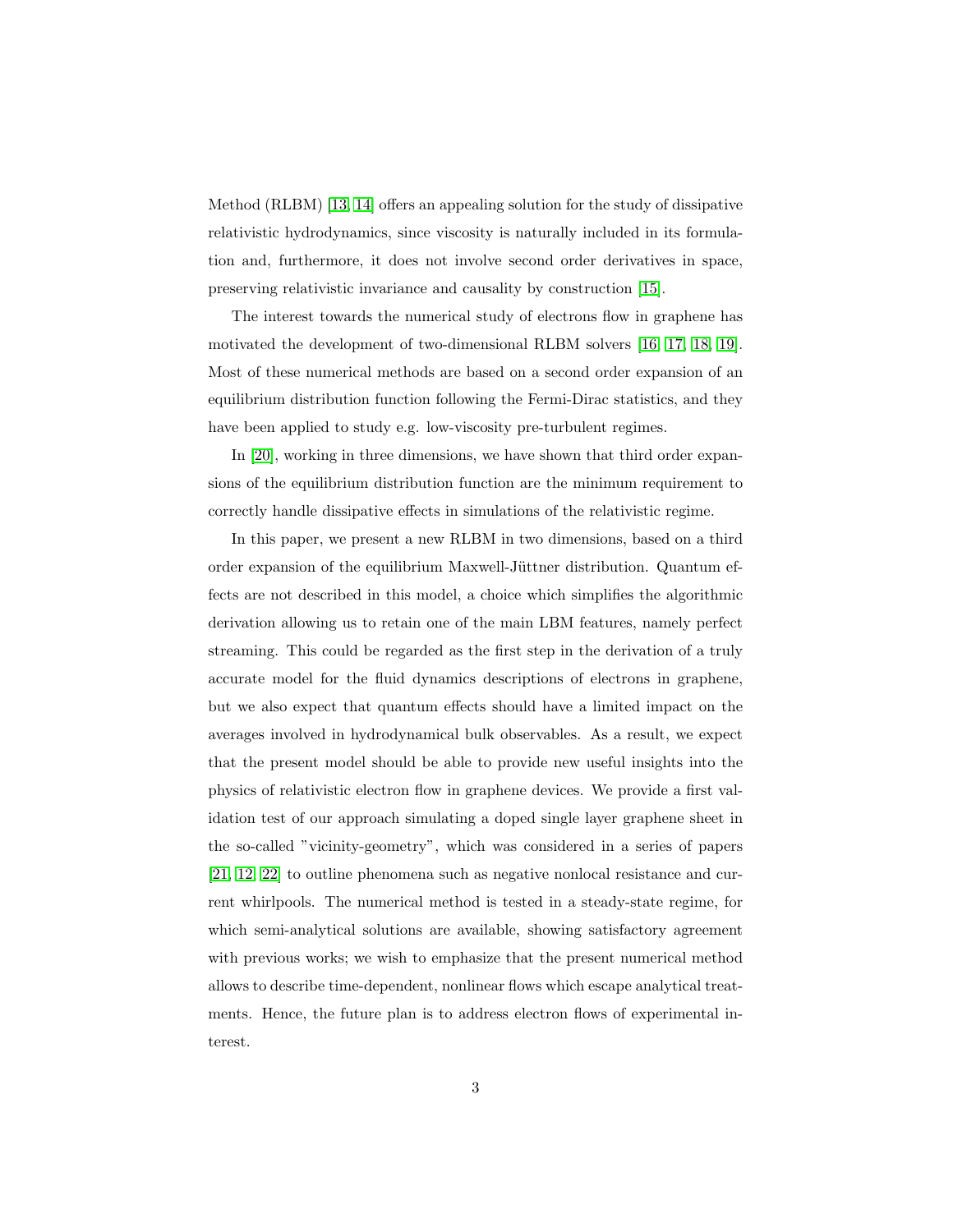Method (RLBM) [13, 14] offers an appealing solution for the study of dissipative relativistic hydrodynamics, since viscosity is naturally included in its formulation and, furthermore, it does not involve second order derivatives in space, preserving relativistic invariance and causality by construction [15].

The interest towards the numerical study of electrons flow in graphene has motivated the development of two-dimensional RLBM solvers [16, 17, 18, 19]. Most of these numerical methods are based on a second order expansion of an equilibrium distribution function following the Fermi-Dirac statistics, and they have been applied to study e.g. low-viscosity pre-turbulent regimes.

In [20], working in three dimensions, we have shown that third order expansions of the equilibrium distribution function are the minimum requirement to correctly handle dissipative effects in simulations of the relativistic regime.

In this paper, we present a new RLBM in two dimensions, based on a third order expansion of the equilibrium Maxwell-Jüttner distribution. Quantum effects are not described in this model, a choice which simplifies the algorithmic derivation allowing us to retain one of the main LBM features, namely perfect streaming. This could be regarded as the first step in the derivation of a truly accurate model for the fluid dynamics descriptions of electrons in graphene, but we also expect that quantum effects should have a limited impact on the averages involved in hydrodynamical bulk observables. As a result, we expect that the present model should be able to provide new useful insights into the physics of relativistic electron flow in graphene devices. We provide a first validation test of our approach simulating a doped single layer graphene sheet in the so-called "vicinity-geometry", which was considered in a series of papers [21, 12, 22] to outline phenomena such as negative nonlocal resistance and current whirlpools. The numerical method is tested in a steady-state regime, for which semi-analytical solutions are available, showing satisfactory agreement with previous works; we wish to emphasize that the present numerical method allows to describe time-dependent, nonlinear flows which escape analytical treatments. Hence, the future plan is to address electron flows of experimental interest.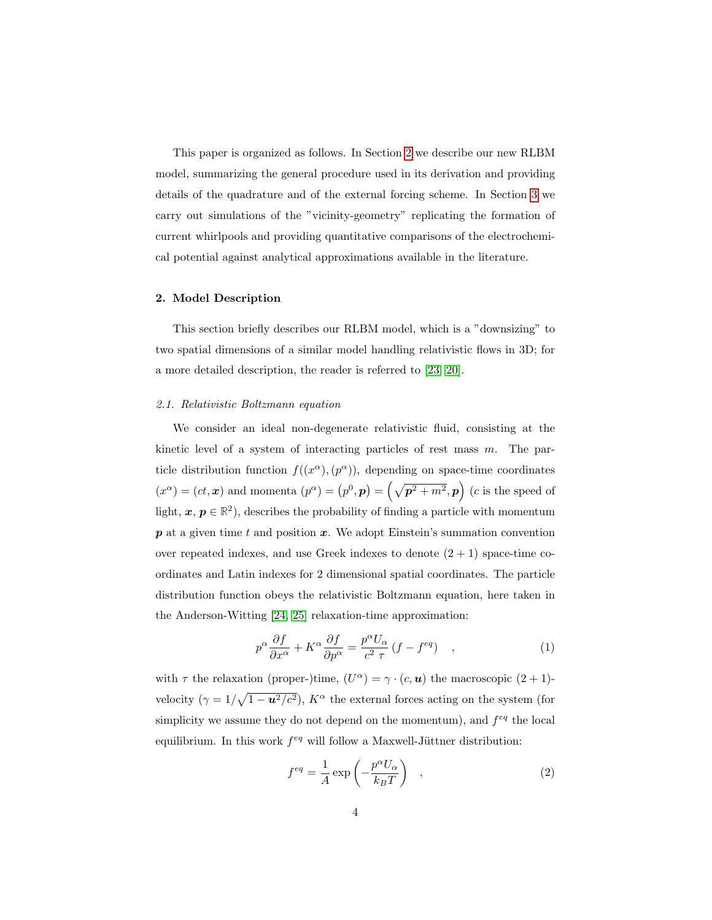This paper is organized as follows. In Section 2 we describe our new RLBM model, summarizing the general procedure used in its derivation and providing details of the quadrature and of the external forcing scheme. In Section 3 we carry out simulations of the "vicinity-geometry" replicating the formation of current whirlpools and providing quantitative comparisons of the electrochemical potential against analytical approximations available in the literature.

## 2. Model Description

This section briefly describes our RLBM model, which is a "downsizing" to two spatial dimensions of a similar model handling relativistic flows in 3D; for a more detailed description, the reader is referred to [23, 20].

### *2.1. Relativistic Boltzmann equation*

We consider an ideal non-degenerate relativistic fluid, consisting at the kinetic level of a system of interacting particles of rest mass $m$. The particle distribution function $f((x^\alpha), (p^\alpha))$, depending on space-time coordinates $(x^\alpha) = (ct, \boldsymbol{x})$ and momenta $(p^\alpha) = (p^0, \boldsymbol{p}) = \left(\sqrt{\boldsymbol{p}^2 + m^2}, \boldsymbol{p}\right)$ ($c$ is the speed of light, $\boldsymbol{x}$, $\boldsymbol{p} \in \mathbb{R}^2$), describes the probability of finding a particle with momentum $\boldsymbol{p}$ at a given time $t$ and position $\boldsymbol{x}$. We adopt Einstein's summation convention over repeated indexes, and use Greek indexes to denote $(2+1)$ space-time coordinates and Latin indexes for 2 dimensional spatial coordinates. The particle distribution function obeys the relativistic Boltzmann equation, here taken in the Anderson-Witting [24, 25] relaxation-time approximation:

$$
p^\alpha \frac{\partial f}{\partial x^\alpha} + K^\alpha \frac{\partial f}{\partial p^\alpha} = \frac{p^\alpha U_\alpha}{c^2 \ \tau} \left( f - f^{eq} \right) \quad , \tag{1}
$$

with $\tau$ the relaxation (proper-)time, $(U^\alpha) = \gamma \cdot (c, \boldsymbol{u})$ the macroscopic $(2+1)$-velocity ($\gamma = 1/\sqrt{1 - \boldsymbol{u}^2/c^2}$), $K^\alpha$ the external forces acting on the system (for simplicity we assume they do not depend on the momentum), and $f^{eq}$ the local equilibrium. In this work $f^{eq}$ will follow a Maxwell-Jüttner distribution:

$$
f^{eq} = \frac{1}{A} \exp \left( - \frac{p^\alpha U_\alpha}{k_B T} \right) \quad , \tag{2}
$$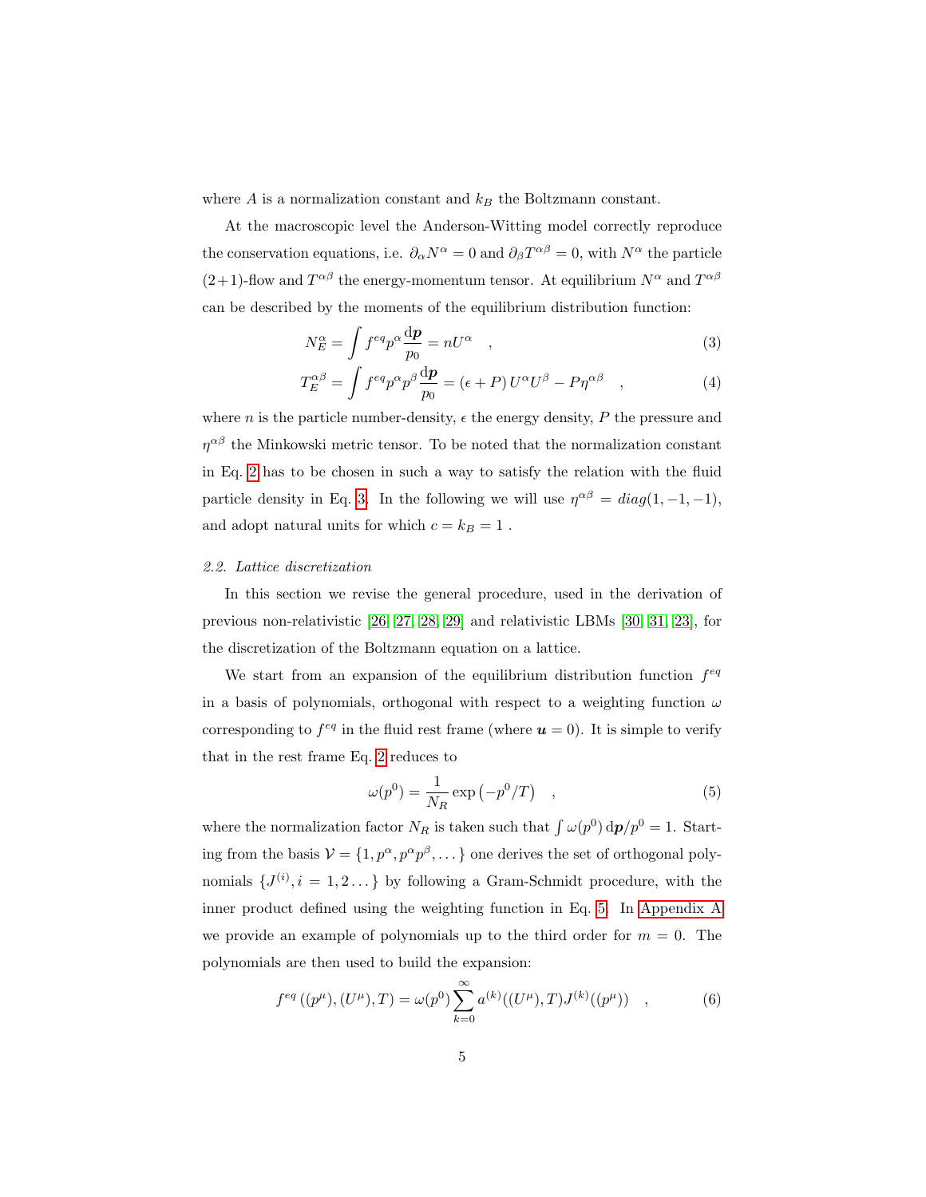where $A$ is a normalization constant and $k_B$ the Boltzmann constant.

At the macroscopic level the Anderson-Witting model correctly reproduce the conservation equations, i.e. $\partial_\alpha N^\alpha = 0$ and $\partial_\beta T^{\alpha\beta} = 0$, with $N^\alpha$ the particle (2+1)-flow and $T^{\alpha\beta}$ the energy-momentum tensor. At equilibrium $N^\alpha$ and $T^{\alpha\beta}$ can be described by the moments of the equilibrium distribution function:

$$N_E^\alpha = \int f^{eq} p^\alpha \frac{\mathrm{d}\boldsymbol{p}}{p_0} = n U^\alpha \quad , \tag{3}$$

$$T_E^{\alpha\beta} = \int f^{eq} p^\alpha p^\beta \frac{\mathrm{d}\boldsymbol{p}}{p_0} = (\epsilon + P)\, U^\alpha U^\beta - P \eta^{\alpha\beta} \quad , \tag{4}$$

where $n$ is the particle number-density, $\epsilon$ the energy density, $P$ the pressure and $\eta^{\alpha\beta}$ the Minkowski metric tensor. To be noted that the normalization constant in Eq. 2 has to be chosen in such a way to satisfy the relation with the fluid particle density in Eq. 3. In the following we will use $\eta^{\alpha\beta} = diag(1, -1, -1)$, and adopt natural units for which $c = k_B = 1$ .

### 2.2. Lattice discretization

In this section we revise the general procedure, used in the derivation of previous non-relativistic [26, 27, 28, 29] and relativistic LBMs [30, 31, 23], for the discretization of the Boltzmann equation on a lattice.

We start from an expansion of the equilibrium distribution function $f^{eq}$ in a basis of polynomials, orthogonal with respect to a weighting function $\omega$ corresponding to $f^{eq}$ in the fluid rest frame (where $\boldsymbol{u} = 0$). It is simple to verify that in the rest frame Eq. 2 reduces to

$$\omega(p^0) = \frac{1}{N_R} \exp\left(-p^0/T\right) \quad , \tag{5}$$

where the normalization factor $N_R$ is taken such that $\int \omega(p^0)\, \mathrm{d}\boldsymbol{p}/p^0 = 1$. Starting from the basis $\mathcal{V} = \{1, p^\alpha, p^\alpha p^\beta, \dots\}$ one derives the set of orthogonal polynomials $\{J^{(i)}, i = 1, 2 \dots\}$ by following a Gram-Schmidt procedure, with the inner product defined using the weighting function in Eq. 5. In Appendix A we provide an example of polynomials up to the third order for $m = 0$. The polynomials are then used to build the expansion:

$$f^{eq}\left((p^\mu), (U^\mu), T\right) = \omega(p^0) \sum_{k=0}^{\infty} a^{(k)}((U^\mu), T) J^{(k)}((p^\mu)) \quad , \tag{6}$$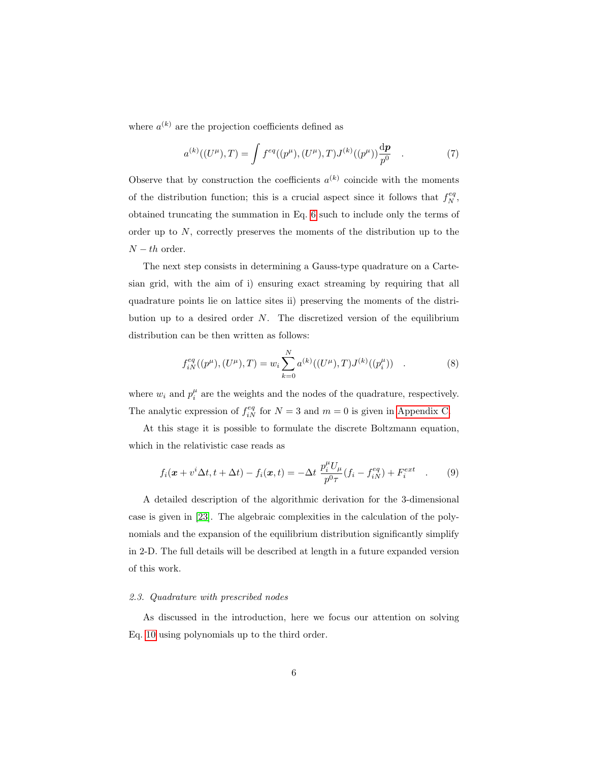where $a^{(k)}$ are the projection coefficients defined as

$$a^{(k)}((U^\mu), T) = \int f^{eq}((p^\mu), (U^\mu), T) J^{(k)}((p^\mu)) \frac{\mathrm{d}\boldsymbol{p}}{p^0} \quad . \tag{7}$$

Observe that by construction the coefficients $a^{(k)}$ coincide with the moments of the distribution function; this is a crucial aspect since it follows that $f_N^{eq}$, obtained truncating the summation in Eq. 6 such to include only the terms of order up to $N$, correctly preserves the moments of the distribution up to the $N-th$ order.

The next step consists in determining a Gauss-type quadrature on a Cartesian grid, with the aim of i) ensuring exact streaming by requiring that all quadrature points lie on lattice sites ii) preserving the moments of the distribution up to a desired order $N$. The discretized version of the equilibrium distribution can be then written as follows:

$$f_{iN}^{eq}((p^\mu), (U^\mu), T) = w_i \sum_{k=0}^{N} a^{(k)}((U^\mu), T) J^{(k)}((p_i^\mu)) \quad . \tag{8}$$

where $w_i$ and $p_i^\mu$ are the weights and the nodes of the quadrature, respectively. The analytic expression of $f_{iN}^{eq}$ for $N = 3$ and $m = 0$ is given in Appendix C.

At this stage it is possible to formulate the discrete Boltzmann equation, which in the relativistic case reads as

$$f_i(\boldsymbol{x} + v^i \Delta t, t + \Delta t) - f_i(\boldsymbol{x}, t) = -\Delta t \; \frac{p_i^\mu U_\mu}{p^0 \tau} (f_i - f_{iN}^{eq}) + F_i^{ext} \quad . \tag{9}$$

A detailed description of the algorithmic derivation for the 3-dimensional case is given in [23]. The algebraic complexities in the calculation of the polynomials and the expansion of the equilibrium distribution significantly simplify in 2-D. The full details will be described at length in a future expanded version of this work.

### *2.3. Quadrature with prescribed nodes*

As discussed in the introduction, here we focus our attention on solving Eq. 10 using polynomials up to the third order.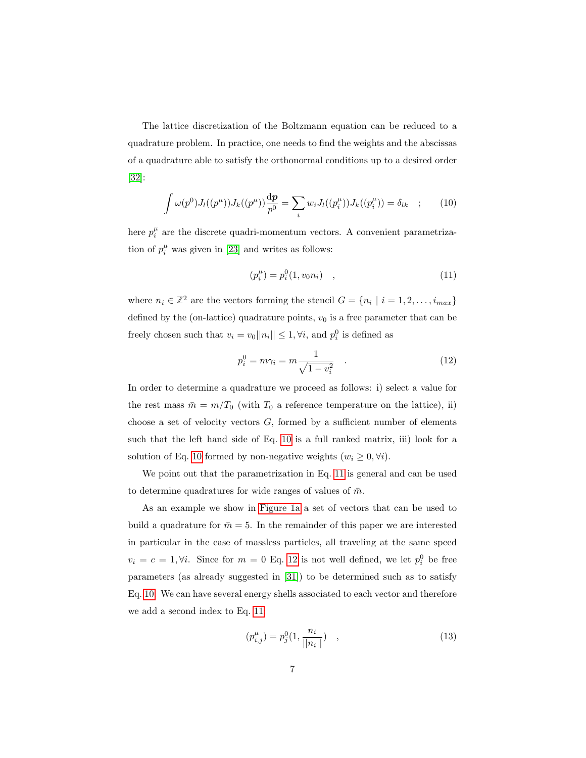The lattice discretization of the Boltzmann equation can be reduced to a quadrature problem. In practice, one needs to find the weights and the abscissas of a quadrature able to satisfy the orthonormal conditions up to a desired order [32]:

$$\int \omega(p^0) J_l((p^\mu)) J_k((p^\mu)) \frac{\mathrm{d}\boldsymbol{p}}{p^0} = \sum_i w_i J_l((p_i^\mu)) J_k((p_i^\mu)) = \delta_{lk} \quad ; \tag{10}$$

here $p_i^\mu$ are the discrete quadri-momentum vectors. A convenient parametrization of $p_i^\mu$ was given in [23] and writes as follows:

$$(p_i^\mu) = p_i^0 (1, v_0 n_i) \quad , \tag{11}$$

where $n_i \in \mathbb{Z}^2$ are the vectors forming the stencil $G = \{n_i \mid i = 1, 2, \ldots, i_{max}\}$ defined by the (on-lattice) quadrature points, $v_0$ is a free parameter that can be freely chosen such that $v_i = v_0 ||n_i|| \leq 1, \forall i$, and $p_i^0$ is defined as

$$p_i^0 = m\gamma_i = m \frac{1}{\sqrt{1 - v_i^2}} \quad . \tag{12}$$

In order to determine a quadrature we proceed as follows: i) select a value for the rest mass $\bar{m} = m/T_0$ (with $T_0$ a reference temperature on the lattice), ii) choose a set of velocity vectors $G$, formed by a sufficient number of elements such that the left hand side of Eq. 10 is a full ranked matrix, iii) look for a solution of Eq. 10 formed by non-negative weights ($w_i \geq 0, \forall i$).

We point out that the parametrization in Eq. 11 is general and can be used to determine quadratures for wide ranges of values of $\bar{m}$.

As an example we show in Figure 1a a set of vectors that can be used to build a quadrature for $\bar{m} = 5$. In the remainder of this paper we are interested in particular in the case of massless particles, all traveling at the same speed $v_i = c = 1, \forall i$. Since for $m = 0$ Eq. 12 is not well defined, we let $p_i^0$ be free parameters (as already suggested in [31]) to be determined such as to satisfy Eq. 10. We can have several energy shells associated to each vector and therefore we add a second index to Eq. 11:

$$(p_{i,j}^\mu) = p_j^0 (1, \frac{n_i}{||n_i||}) \quad , \tag{13}$$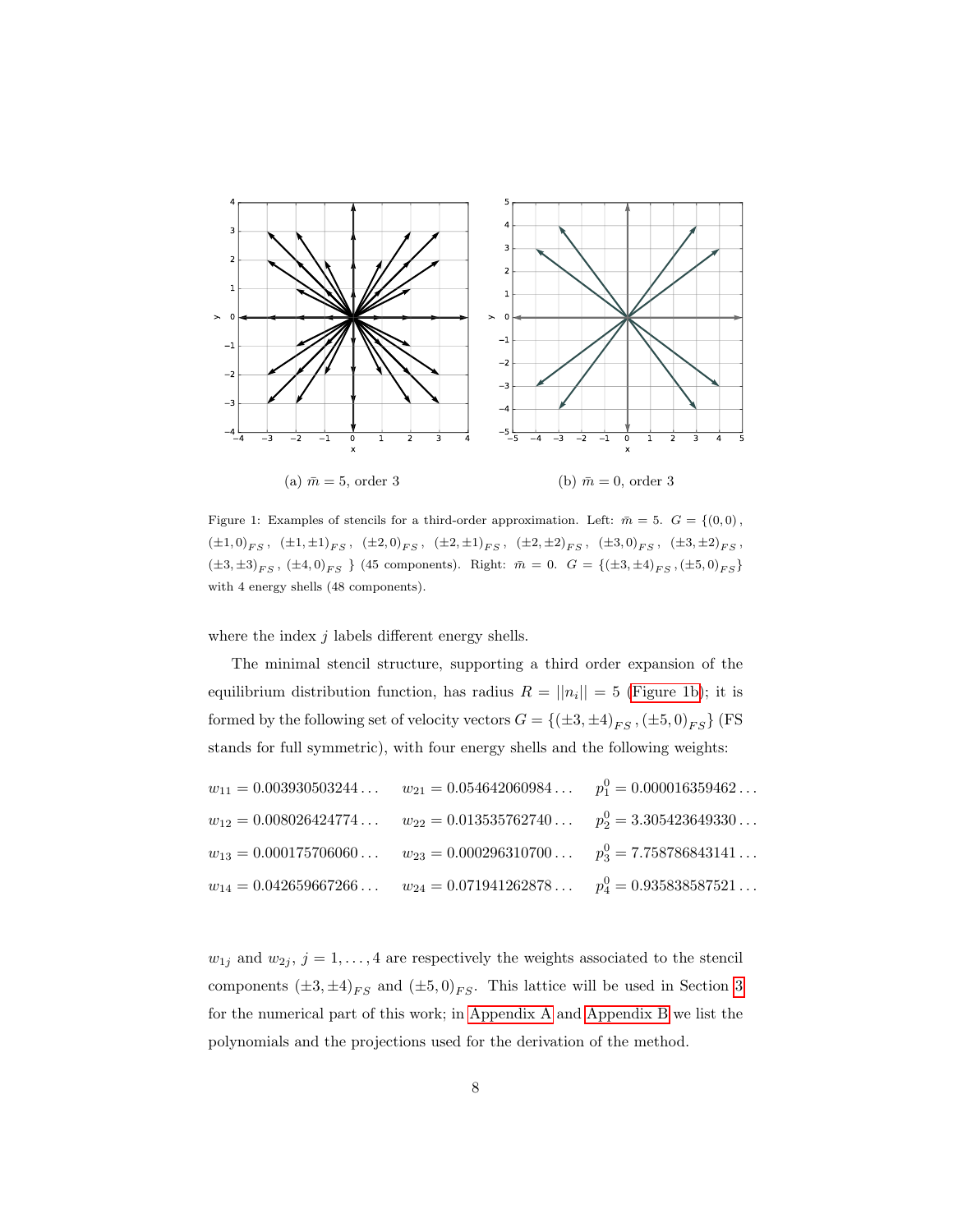(a) $\bar{m} = 5$, order 3

(b) $\bar{m} = 0$, order 3

Figure 1: Examples of stencils for a third-order approximation. Left: $\bar{m} = 5$. $G = \{(0,0)$, $(\pm 1, 0)_{FS}$, $(\pm 1, \pm 1)_{FS}$, $(\pm 2, 0)_{FS}$, $(\pm 2, \pm 1)_{FS}$, $(\pm 2, \pm 2)_{FS}$, $(\pm 3, 0)_{FS}$, $(\pm 3, \pm 2)_{FS}$, $(\pm 3, \pm 3)_{FS}$, $(\pm 4, 0)_{FS}$ $\}$ (45 components). Right: $\bar{m} = 0$. $G = \{(\pm 3, \pm 4)_{FS}, (\pm 5, 0)_{FS}\}$ with 4 energy shells (48 components).

where the index $j$ labels different energy shells.

The minimal stencil structure, supporting a third order expansion of the equilibrium distribution function, has radius $R = ||n_i|| = 5$ (Figure 1b); it is formed by the following set of velocity vectors $G = \{(\pm 3, \pm 4)_{FS}, (\pm 5, 0)_{FS}\}$ (FS stands for full symmetric), with four energy shells and the following weights:

$w_{11} = 0.003930503244\ldots$ $\quad w_{21} = 0.054642060984\ldots$ $\quad p_1^0 = 0.000016359462\ldots$

$w_{12} = 0.008026424774\ldots$ $\quad w_{22} = 0.013535762740\ldots$ $\quad p_2^0 = 3.305423649330\ldots$

$w_{13} = 0.000175706060\ldots$ $\quad w_{23} = 0.000296310700\ldots$ $\quad p_3^0 = 7.758786843141\ldots$

$w_{14} = 0.042659667266\ldots$ $\quad w_{24} = 0.071941262878\ldots$ $\quad p_4^0 = 0.935838587521\ldots$

$w_{1j}$ and $w_{2j}$, $j = 1, \ldots, 4$ are respectively the weights associated to the stencil components $(\pm 3, \pm 4)_{FS}$ and $(\pm 5, 0)_{FS}$. This lattice will be used in Section 3 for the numerical part of this work; in Appendix A and Appendix B we list the polynomials and the projections used for the derivation of the method.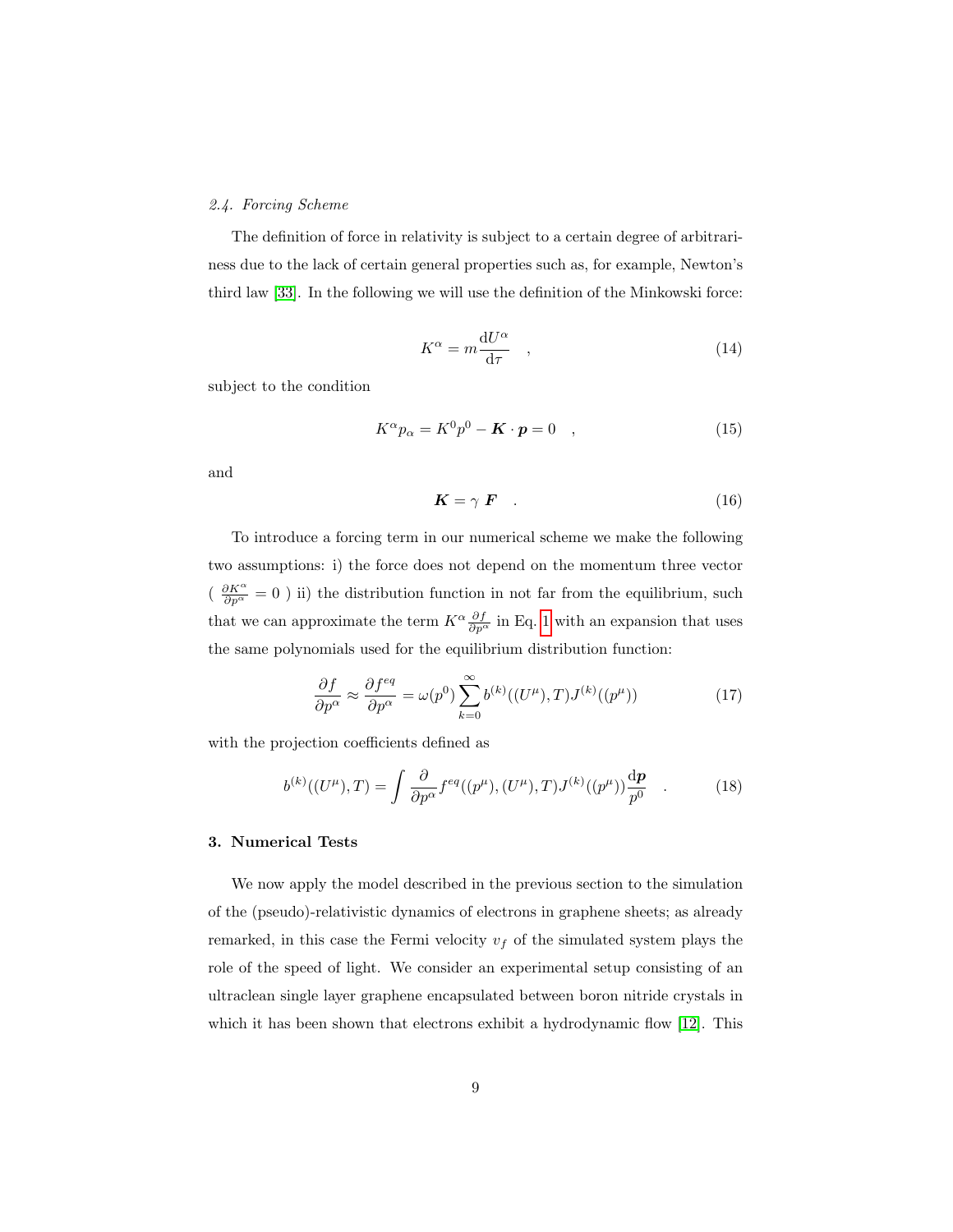### 2.4. Forcing Scheme

The definition of force in relativity is subject to a certain degree of arbitrariness due to the lack of certain general properties such as, for example, Newton's third law [33]. In the following we will use the definition of the Minkowski force:

$$K^{\alpha} = m\frac{\mathrm{d}U^{\alpha}}{\mathrm{d}\tau} \quad , \tag{14}$$

subject to the condition

$$K^{\alpha}p_{\alpha} = K^{0}p^{0} - \boldsymbol{K}\cdot\boldsymbol{p} = 0 \quad , \tag{15}$$

and

$$\boldsymbol{K} = \gamma\ \boldsymbol{F} \quad . \tag{16}$$

To introduce a forcing term in our numerical scheme we make the following two assumptions: i) the force does not depend on the momentum three vector ( $\frac{\partial K^{\alpha}}{\partial p^{\alpha}} = 0$ ) ii) the distribution function in not far from the equilibrium, such that we can approximate the term $K^{\alpha}\frac{\partial f}{\partial p^{\alpha}}$ in Eq. 1 with an expansion that uses the same polynomials used for the equilibrium distribution function:

$$\frac{\partial f}{\partial p^{\alpha}} \approx \frac{\partial f^{eq}}{\partial p^{\alpha}} = \omega(p^0)\sum_{k=0}^{\infty} b^{(k)}((U^{\mu}),T)J^{(k)}((p^{\mu})) \tag{17}$$

with the projection coefficients defined as

$$b^{(k)}((U^{\mu}),T) = \int \frac{\partial}{\partial p^{\alpha}} f^{eq}((p^{\mu}),(U^{\mu}),T)J^{(k)}((p^{\mu}))\frac{\mathrm{d}\boldsymbol{p}}{p^0} \quad . \tag{18}$$

## 3. Numerical Tests

We now apply the model described in the previous section to the simulation of the (pseudo)-relativistic dynamics of electrons in graphene sheets; as already remarked, in this case the Fermi velocity $v_f$ of the simulated system plays the role of the speed of light. We consider an experimental setup consisting of an ultraclean single layer graphene encapsulated between boron nitride crystals in which it has been shown that electrons exhibit a hydrodynamic flow [12]. This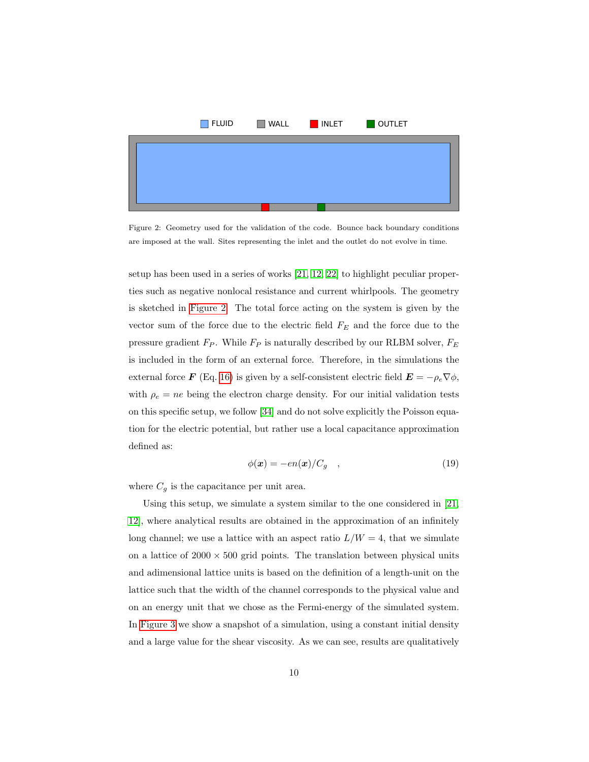Figure 2: Geometry used for the validation of the code. Bounce back boundary conditions are imposed at the wall. Sites representing the inlet and the outlet do not evolve in time.

setup has been used in a series of works [21, 12, 22] to highlight peculiar properties such as negative nonlocal resistance and current whirlpools. The geometry is sketched in Figure 2. The total force acting on the system is given by the vector sum of the force due to the electric field $F_E$ and the force due to the pressure gradient $F_P$. While $F_P$ is naturally described by our RLBM solver, $F_E$ is included in the form of an external force. Therefore, in the simulations the external force $\boldsymbol{F}$ (Eq. 16) is given by a self-consistent electric field $\boldsymbol{E} = -\rho_e \nabla \phi$, with $\rho_e = ne$ being the electron charge density. For our initial validation tests on this specific setup, we follow [34] and do not solve explicitly the Poisson equation for the electric potential, but rather use a local capacitance approximation defined as:

$$\phi(\boldsymbol{x}) = -en(\boldsymbol{x})/C_g \quad , \tag{19}$$

where $C_g$ is the capacitance per unit area.

Using this setup, we simulate a system similar to the one considered in [21, 12], where analytical results are obtained in the approximation of an infinitely long channel; we use a lattice with an aspect ratio $L/W = 4$, that we simulate on a lattice of $2000 \times 500$ grid points. The translation between physical units and adimensional lattice units is based on the definition of a length-unit on the lattice such that the width of the channel corresponds to the physical value and on an energy unit that we chose as the Fermi-energy of the simulated system. In Figure 3 we show a snapshot of a simulation, using a constant initial density and a large value for the shear viscosity. As we can see, results are qualitatively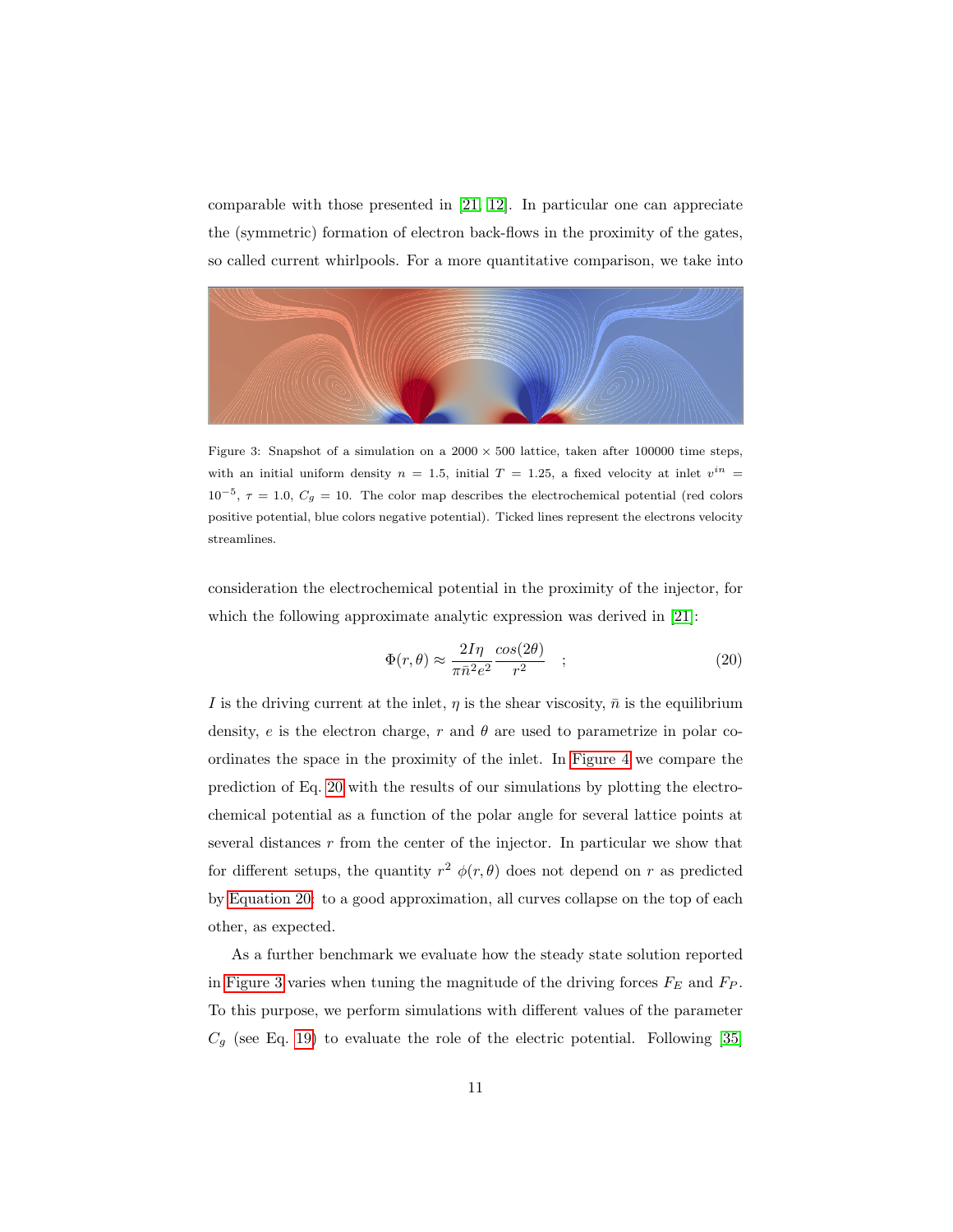comparable with those presented in [21, 12]. In particular one can appreciate the (symmetric) formation of electron back-flows in the proximity of the gates, so called current whirlpools. For a more quantitative comparison, we take into

Figure 3: Snapshot of a simulation on a $2000 \times 500$ lattice, taken after 100000 time steps, with an initial uniform density $n = 1.5$, initial $T = 1.25$, a fixed velocity at inlet $v^{in} = 10^{-5}$, $\tau = 1.0$, $C_g = 10$. The color map describes the electrochemical potential (red colors positive potential, blue colors negative potential). Ticked lines represent the electrons velocity streamlines.

consideration the electrochemical potential in the proximity of the injector, for which the following approximate analytic expression was derived in [21]:

$$\Phi(r, \theta) \approx \frac{2I\eta}{\pi \bar{n}^2 e^2} \frac{cos(2\theta)}{r^2} \quad ; \tag{20}$$

$I$ is the driving current at the inlet, $\eta$ is the shear viscosity, $\bar{n}$ is the equilibrium density, $e$ is the electron charge, $r$ and $\theta$ are used to parametrize in polar coordinates the space in the proximity of the inlet. In Figure 4 we compare the prediction of Eq. 20 with the results of our simulations by plotting the electrochemical potential as a function of the polar angle for several lattice points at several distances $r$ from the center of the injector. In particular we show that for different setups, the quantity $r^2\ \phi(r, \theta)$ does not depend on $r$ as predicted by Equation 20: to a good approximation, all curves collapse on the top of each other, as expected.

As a further benchmark we evaluate how the steady state solution reported in Figure 3 varies when tuning the magnitude of the driving forces $F_E$ and $F_P$. To this purpose, we perform simulations with different values of the parameter $C_g$ (see Eq. 19) to evaluate the role of the electric potential. Following [35]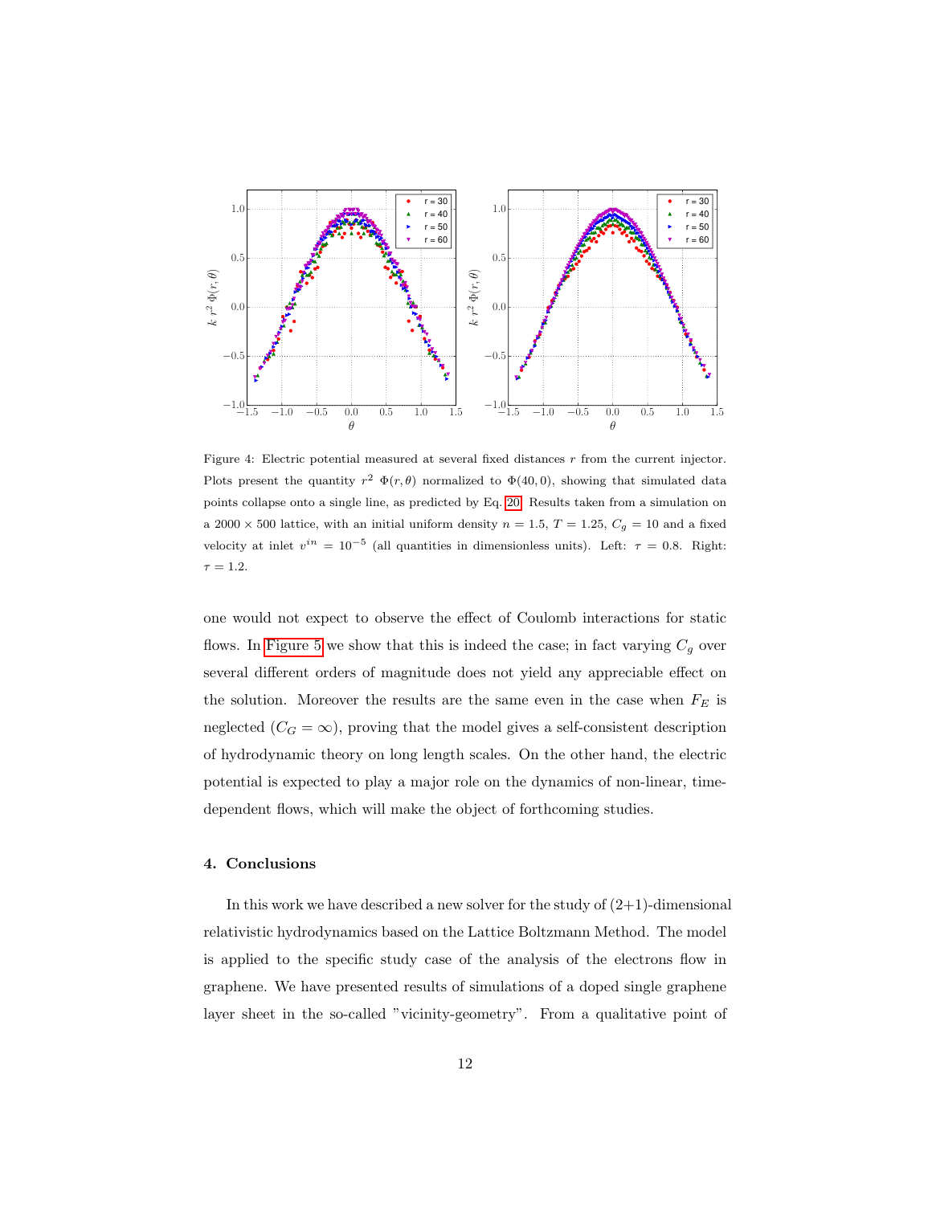Figure 4: Electric potential measured at several fixed distances $r$ from the current injector. Plots present the quantity $r^2\ \Phi(r,\theta)$ normalized to $\Phi(40,0)$, showing that simulated data points collapse onto a single line, as predicted by Eq. 20. Results taken from a simulation on a $2000 \times 500$ lattice, with an initial uniform density $n = 1.5$, $T = 1.25$, $C_g = 10$ and a fixed velocity at inlet $v^{in} = 10^{-5}$ (all quantities in dimensionless units). Left: $\tau = 0.8$. Right: $\tau = 1.2$.

one would not expect to observe the effect of Coulomb interactions for static flows. In Figure 5 we show that this is indeed the case; in fact varying $C_g$ over several different orders of magnitude does not yield any appreciable effect on the solution. Moreover the results are the same even in the case when $F_E$ is neglected ($C_G = \infty$), proving that the model gives a self-consistent description of hydrodynamic theory on long length scales. On the other hand, the electric potential is expected to play a major role on the dynamics of non-linear, time-dependent flows, which will make the object of forthcoming studies.

## 4. Conclusions

In this work we have described a new solver for the study of (2+1)-dimensional relativistic hydrodynamics based on the Lattice Boltzmann Method. The model is applied to the specific study case of the analysis of the electrons flow in graphene. We have presented results of simulations of a doped single graphene layer sheet in the so-called "vicinity-geometry". From a qualitative point of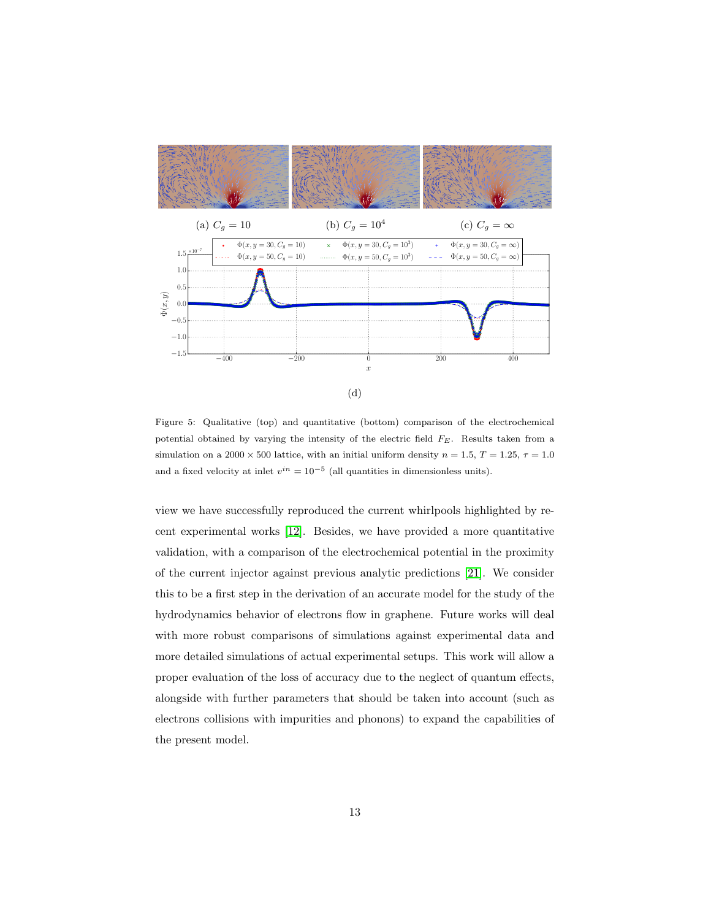(a) $C_g = 10$ (b) $C_g = 10^4$ (c) $C_g = \infty$

(d)

Figure 5: Qualitative (top) and quantitative (bottom) comparison of the electrochemical potential obtained by varying the intensity of the electric field $F_E$. Results taken from a simulation on a $2000 \times 500$ lattice, with an initial uniform density $n = 1.5$, $T = 1.25$, $\tau = 1.0$ and a fixed velocity at inlet $v^{in} = 10^{-5}$ (all quantities in dimensionless units).

view we have successfully reproduced the current whirlpools highlighted by recent experimental works [12]. Besides, we have provided a more quantitative validation, with a comparison of the electrochemical potential in the proximity of the current injector against previous analytic predictions [21]. We consider this to be a first step in the derivation of an accurate model for the study of the hydrodynamics behavior of electrons flow in graphene. Future works will deal with more robust comparisons of simulations against experimental data and more detailed simulations of actual experimental setups. This work will allow a proper evaluation of the loss of accuracy due to the neglect of quantum effects, alongside with further parameters that should be taken into account (such as electrons collisions with impurities and phonons) to expand the capabilities of the present model.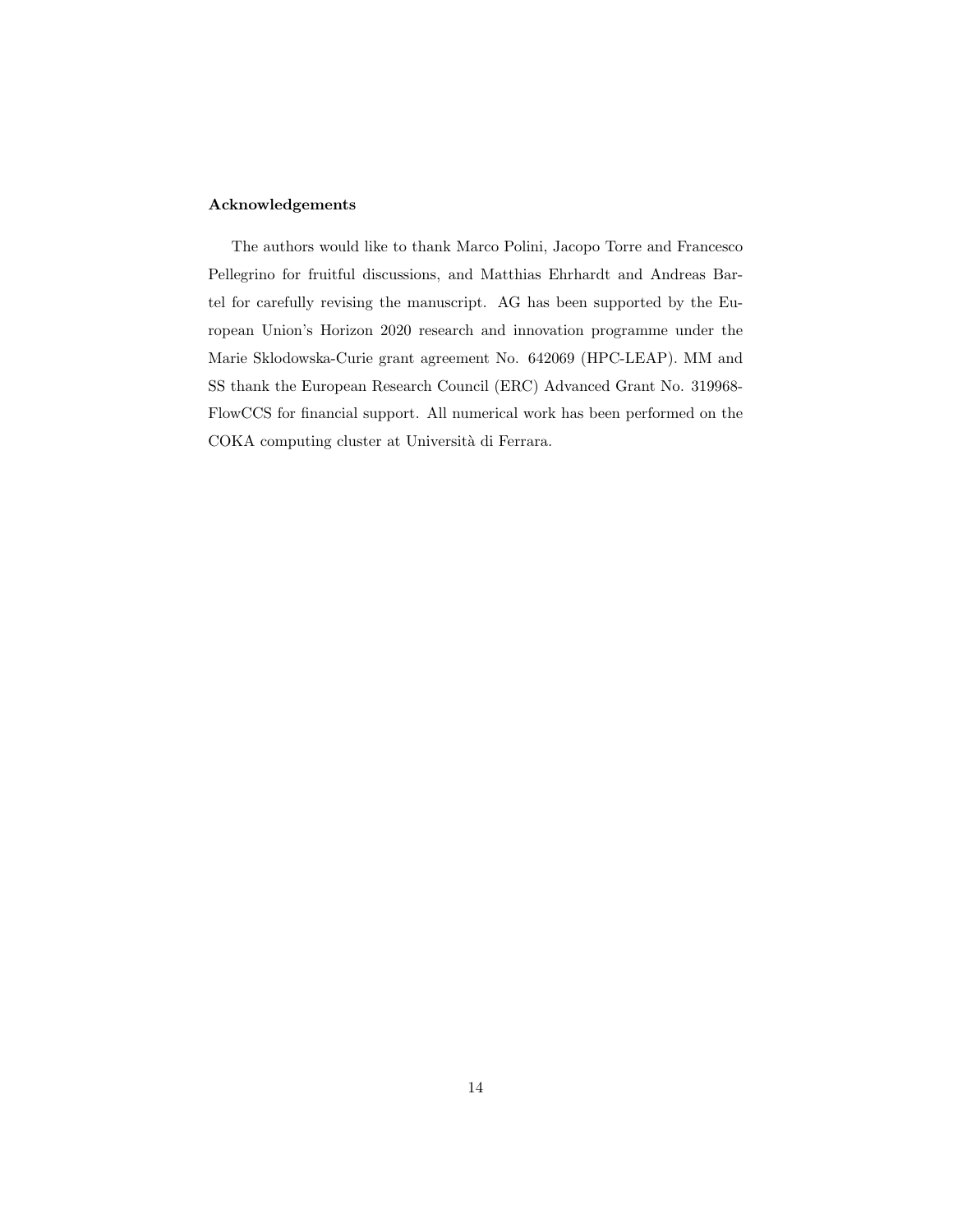#### Acknowledgements

The authors would like to thank Marco Polini, Jacopo Torre and Francesco Pellegrino for fruitful discussions, and Matthias Ehrhardt and Andreas Bartel for carefully revising the manuscript. AG has been supported by the European Union's Horizon 2020 research and innovation programme under the Marie Sklodowska-Curie grant agreement No. 642069 (HPC-LEAP). MM and SS thank the European Research Council (ERC) Advanced Grant No. 319968-FlowCCS for financial support. All numerical work has been performed on the COKA computing cluster at Università di Ferrara.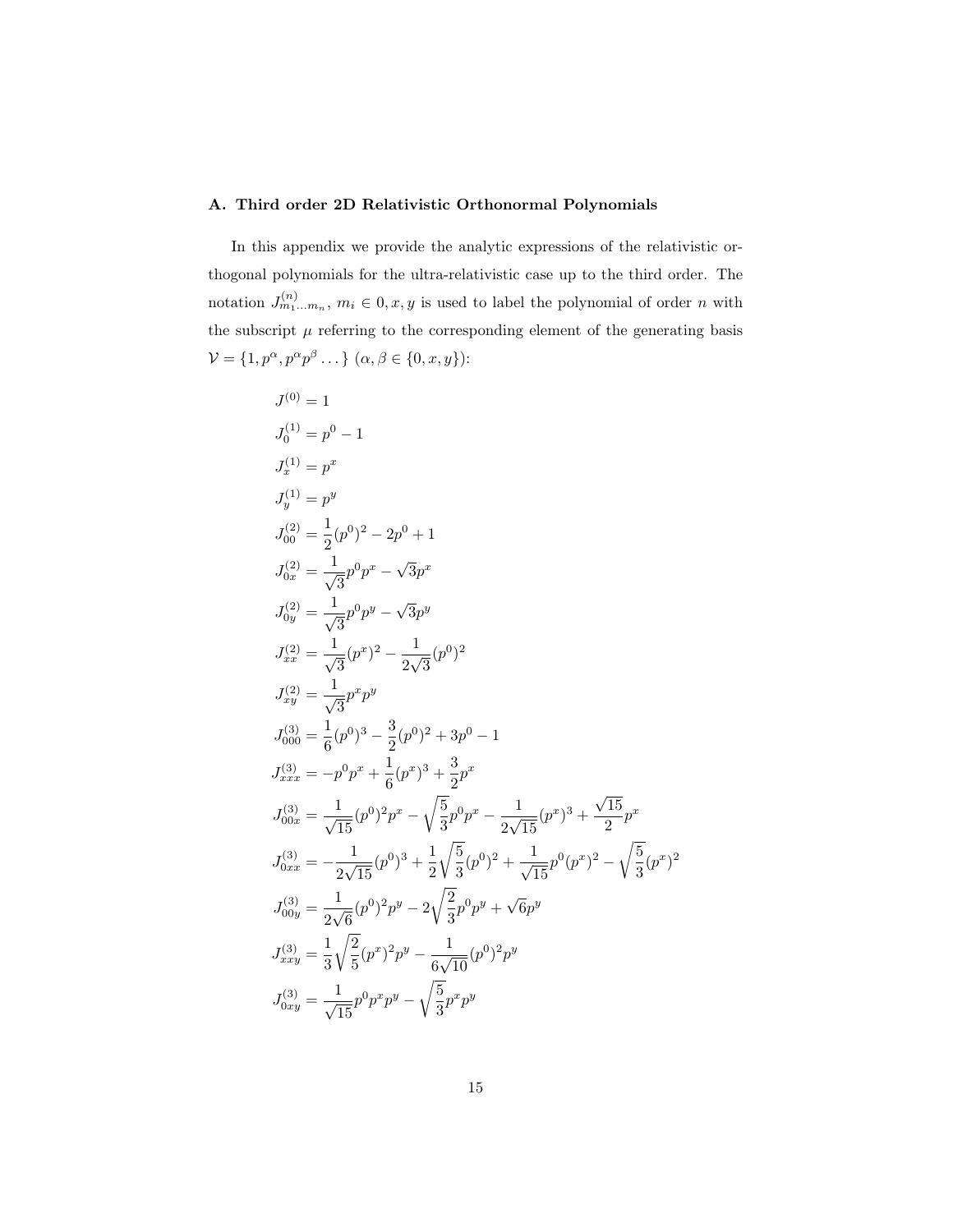### A. Third order 2D Relativistic Orthonormal Polynomials

In this appendix we provide the analytic expressions of the relativistic orthogonal polynomials for the ultra-relativistic case up to the third order. The notation $J^{(n)}_{m_1 \dots m_n}$, $m_i \in 0, x, y$ is used to label the polynomial of order $n$ with the subscript $\mu$ referring to the corresponding element of the generating basis $\mathcal{V} = \{1, p^\alpha, p^\alpha p^\beta \dots\}$ $(\alpha, \beta \in \{0, x, y\})$:

$$
\begin{aligned}
J^{(0)} &= 1 \\
J^{(1)}_0 &= p^0 - 1 \\
J^{(1)}_x &= p^x \\
J^{(1)}_y &= p^y \\
J^{(2)}_{00} &= \frac{1}{2}(p^0)^2 - 2p^0 + 1 \\
J^{(2)}_{0x} &= \frac{1}{\sqrt{3}} p^0 p^x - \sqrt{3} p^x \\
J^{(2)}_{0y} &= \frac{1}{\sqrt{3}} p^0 p^y - \sqrt{3} p^y \\
J^{(2)}_{xx} &= \frac{1}{\sqrt{3}} (p^x)^2 - \frac{1}{2\sqrt{3}} (p^0)^2 \\
J^{(2)}_{xy} &= \frac{1}{\sqrt{3}} p^x p^y \\
J^{(3)}_{000} &= \frac{1}{6}(p^0)^3 - \frac{3}{2}(p^0)^2 + 3p^0 - 1 \\
J^{(3)}_{xxx} &= -p^0 p^x + \frac{1}{6}(p^x)^3 + \frac{3}{2} p^x \\
J^{(3)}_{00x} &= \frac{1}{\sqrt{15}} (p^0)^2 p^x - \sqrt{\frac{5}{3}} p^0 p^x - \frac{1}{2\sqrt{15}} (p^x)^3 + \frac{\sqrt{15}}{2} p^x \\
J^{(3)}_{0xx} &= -\frac{1}{2\sqrt{15}} (p^0)^3 + \frac{1}{2}\sqrt{\frac{5}{3}} (p^0)^2 + \frac{1}{\sqrt{15}} p^0 (p^x)^2 - \sqrt{\frac{5}{3}} (p^x)^2 \\
J^{(3)}_{00y} &= \frac{1}{2\sqrt{6}} (p^0)^2 p^y - 2\sqrt{\frac{2}{3}} p^0 p^y + \sqrt{6} p^y \\
J^{(3)}_{xxy} &= \frac{1}{3}\sqrt{\frac{2}{5}} (p^x)^2 p^y - \frac{1}{6\sqrt{10}} (p^0)^2 p^y \\
J^{(3)}_{0xy} &= \frac{1}{\sqrt{15}} p^0 p^x p^y - \sqrt{\frac{5}{3}} p^x p^y
\end{aligned}
$$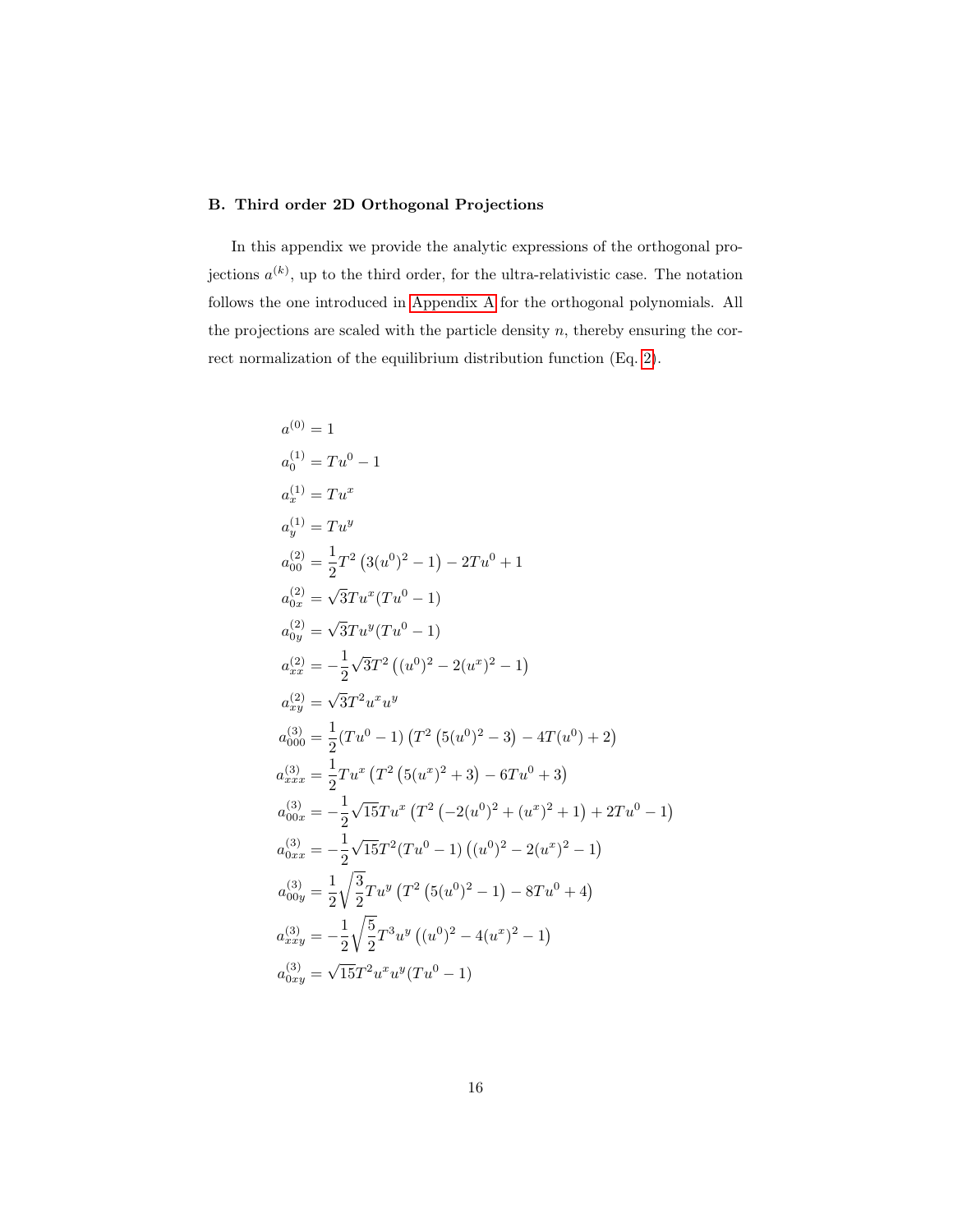### B. Third order 2D Orthogonal Projections

In this appendix we provide the analytic expressions of the orthogonal projections $a^{(k)}$, up to the third order, for the ultra-relativistic case. The notation follows the one introduced in Appendix A for the orthogonal polynomials. All the projections are scaled with the particle density $n$, thereby ensuring the correct normalization of the equilibrium distribution function (Eq. 2).

$$
\begin{aligned}
a^{(0)} &= 1 \\
a_0^{(1)} &= Tu^0 - 1 \\
a_x^{(1)} &= Tu^x \\
a_y^{(1)} &= Tu^y \\
a_{00}^{(2)} &= \frac{1}{2}T^2\left(3(u^0)^2 - 1\right) - 2Tu^0 + 1 \\
a_{0x}^{(2)} &= \sqrt{3}Tu^x(Tu^0 - 1) \\
a_{0y}^{(2)} &= \sqrt{3}Tu^y(Tu^0 - 1) \\
a_{xx}^{(2)} &= -\frac{1}{2}\sqrt{3}T^2\left((u^0)^2 - 2(u^x)^2 - 1\right) \\
a_{xy}^{(2)} &= \sqrt{3}T^2u^xu^y \\
a_{000}^{(3)} &= \frac{1}{2}(Tu^0 - 1)\left(T^2\left(5(u^0)^2 - 3\right) - 4T(u^0) + 2\right) \\
a_{xxx}^{(3)} &= \frac{1}{2}Tu^x\left(T^2\left(5(u^x)^2 + 3\right) - 6Tu^0 + 3\right) \\
a_{00x}^{(3)} &= -\frac{1}{2}\sqrt{15}Tu^x\left(T^2\left(-2(u^0)^2 + (u^x)^2 + 1\right) + 2Tu^0 - 1\right) \\
a_{0xx}^{(3)} &= -\frac{1}{2}\sqrt{15}T^2(Tu^0 - 1)\left((u^0)^2 - 2(u^x)^2 - 1\right) \\
a_{00y}^{(3)} &= \frac{1}{2}\sqrt{\frac{3}{2}}Tu^y\left(T^2\left(5(u^0)^2 - 1\right) - 8Tu^0 + 4\right) \\
a_{xxy}^{(3)} &= -\frac{1}{2}\sqrt{\frac{5}{2}}T^3u^y\left((u^0)^2 - 4(u^x)^2 - 1\right) \\
a_{0xy}^{(3)} &= \sqrt{15}T^2u^xu^y(Tu^0 - 1)
\end{aligned}
$$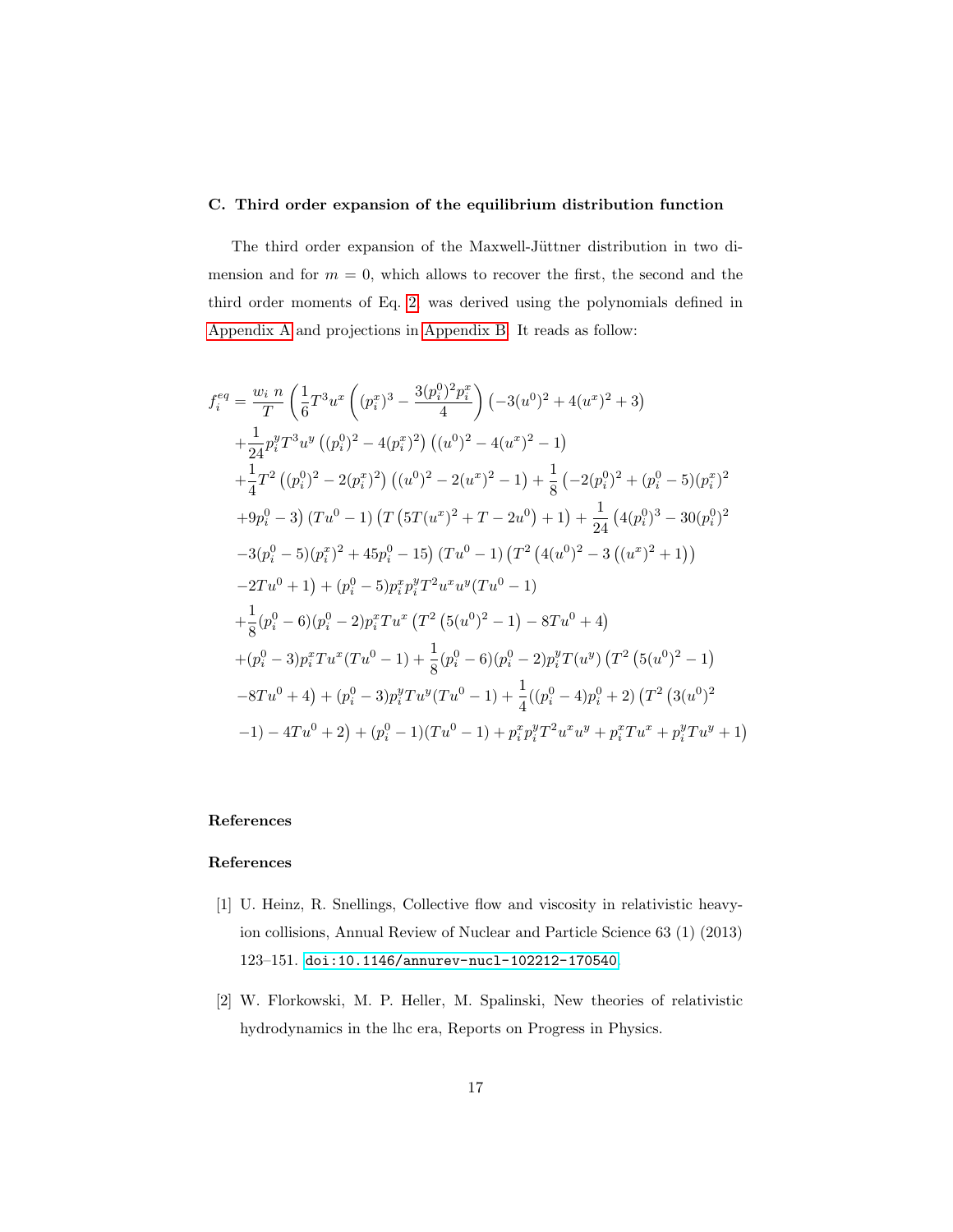### C. Third order expansion of the equilibrium distribution function

The third order expansion of the Maxwell-Jüttner distribution in two dimension and for $m = 0$, which allows to recover the first, the second and the third order moments of Eq. 2, was derived using the polynomials defined in Appendix A and projections in Appendix B. It reads as follow:

$$
\begin{aligned}
f_i^{eq} = \frac{w_i\ n}{T} \Bigg( & \frac{1}{6} T^3 u^x \left( (p_i^x)^3 - \frac{3(p_i^0)^2 p_i^x}{4} \right) \left( -3(u^0)^2 + 4(u^x)^2 + 3 \right) \\
& + \frac{1}{24} p_i^y T^3 u^y \left( (p_i^0)^2 - 4(p_i^x)^2 \right) \left( (u^0)^2 - 4(u^x)^2 - 1 \right) \\
& + \frac{1}{4} T^2 \left( (p_i^0)^2 - 2(p_i^x)^2 \right) \left( (u^0)^2 - 2(u^x)^2 - 1 \right) + \frac{1}{8} \left( -2(p_i^0)^2 + (p_i^0 - 5)(p_i^x)^2 \right. \\
& \left. + 9p_i^0 - 3 \right) (T u^0 - 1) \left( T \left( 5T(u^x)^2 + T - 2u^0 \right) + 1 \right) + \frac{1}{24} \left( 4(p_i^0)^3 - 30(p_i^0)^2 \right. \\
& \left. - 3(p_i^0 - 5)(p_i^x)^2 + 45 p_i^0 - 15 \right) (T u^0 - 1) \left( T^2 \left( 4(u^0)^2 - 3\left( (u^x)^2 + 1 \right) \right) \right. \\
& \left. - 2T u^0 + 1 \right) + (p_i^0 - 5) p_i^x p_i^y T^2 u^x u^y (T u^0 - 1) \\
& + \frac{1}{8} (p_i^0 - 6)(p_i^0 - 2) p_i^x T u^x \left( T^2 \left( 5(u^0)^2 - 1 \right) - 8 T u^0 + 4 \right) \\
& + (p_i^0 - 3) p_i^x T u^x (T u^0 - 1) + \frac{1}{8} (p_i^0 - 6)(p_i^0 - 2) p_i^y T (u^y) \left( T^2 \left( 5(u^0)^2 - 1 \right) \right. \\
& \left. - 8 T u^0 + 4 \right) + (p_i^0 - 3) p_i^y T u^y (T u^0 - 1) + \frac{1}{4} ((p_i^0 - 4) p_i^0 + 2) \left( T^2 \left( 3(u^0)^2 \right. \right. \\
& \left. \left. - 1 \right) - 4 T u^0 + 2 \right) + (p_i^0 - 1)(T u^0 - 1) + p_i^x p_i^y T^2 u^x u^y + p_i^x T u^x + p_i^y T u^y + 1 \Bigg)
\end{aligned}
$$

## References

## References

[1] U. Heinz, R. Snellings, Collective flow and viscosity in relativistic heavy-ion collisions, Annual Review of Nuclear and Particle Science 63 (1) (2013) 123–151. doi:10.1146/annurev-nucl-102212-170540.

[2] W. Florkowski, M. P. Heller, M. Spalinski, New theories of relativistic hydrodynamics in the lhc era, Reports on Progress in Physics.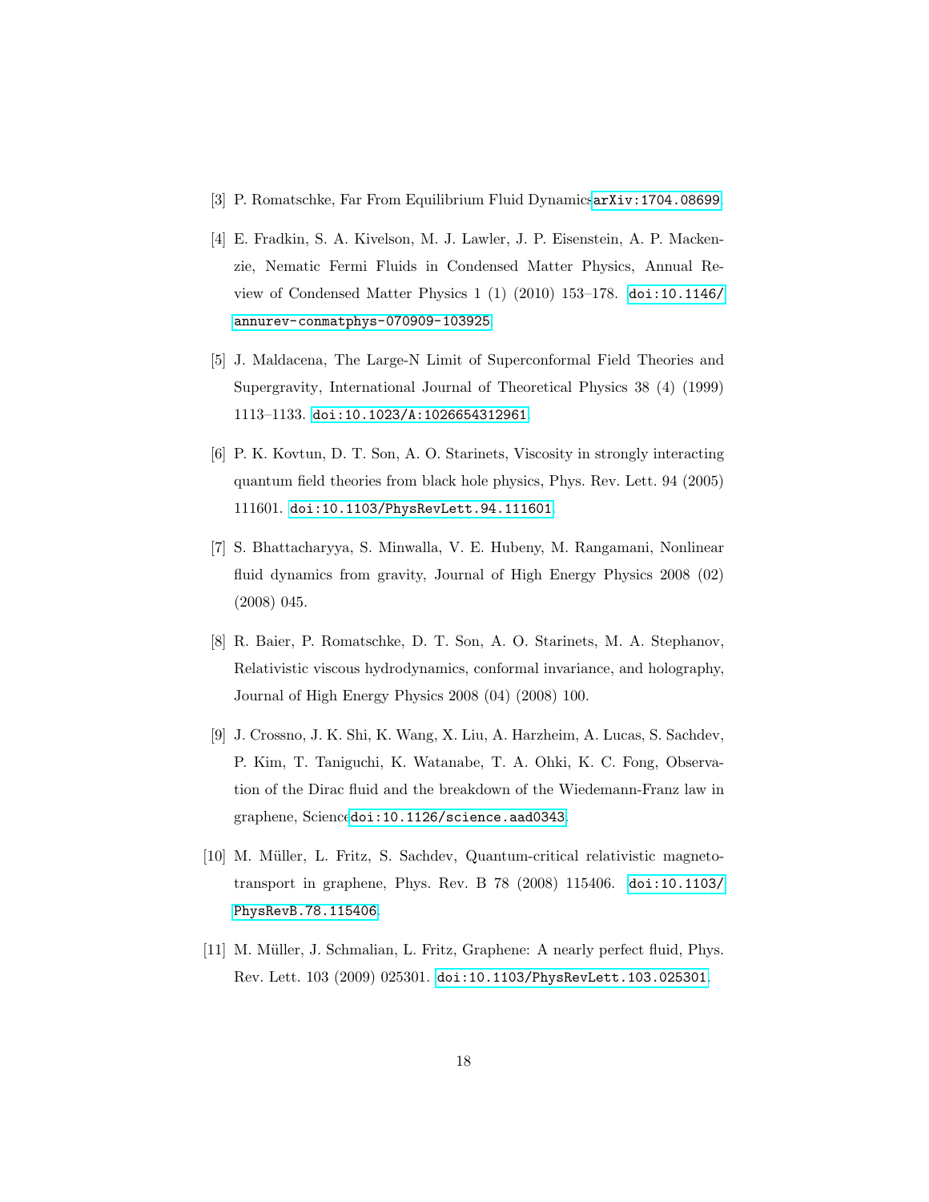[3] P. Romatschke, Far From Equilibrium Fluid Dynamicsarxiv:1704.08699.

[4] E. Fradkin, S. A. Kivelson, M. J. Lawler, J. P. Eisenstein, A. P. Mackenzie, Nematic Fermi Fluids in Condensed Matter Physics, Annual Review of Condensed Matter Physics 1 (1) (2010) 153–178. doi:10.1146/annurev-conmatphys-070909-103925.

[5] J. Maldacena, The Large-N Limit of Superconformal Field Theories and Supergravity, International Journal of Theoretical Physics 38 (4) (1999) 1113–1133. doi:10.1023/A:1026654312961.

[6] P. K. Kovtun, D. T. Son, A. O. Starinets, Viscosity in strongly interacting quantum field theories from black hole physics, Phys. Rev. Lett. 94 (2005) 111601. doi:10.1103/PhysRevLett.94.111601.

[7] S. Bhattacharyya, S. Minwalla, V. E. Hubeny, M. Rangamani, Nonlinear fluid dynamics from gravity, Journal of High Energy Physics 2008 (02) (2008) 045.

[8] R. Baier, P. Romatschke, D. T. Son, A. O. Starinets, M. A. Stephanov, Relativistic viscous hydrodynamics, conformal invariance, and holography, Journal of High Energy Physics 2008 (04) (2008) 100.

[9] J. Crossno, J. K. Shi, K. Wang, X. Liu, A. Harzheim, A. Lucas, S. Sachdev, P. Kim, T. Taniguchi, K. Watanabe, T. A. Ohki, K. C. Fong, Observation of the Dirac fluid and the breakdown of the Wiedemann-Franz law in graphene, Sciencedoi:10.1126/science.aad0343.

[10] M. Müller, L. Fritz, S. Sachdev, Quantum-critical relativistic magnetotransport in graphene, Phys. Rev. B 78 (2008) 115406. doi:10.1103/PhysRevB.78.115406.

[11] M. Müller, J. Schmalian, L. Fritz, Graphene: A nearly perfect fluid, Phys. Rev. Lett. 103 (2009) 025301. doi:10.1103/PhysRevLett.103.025301.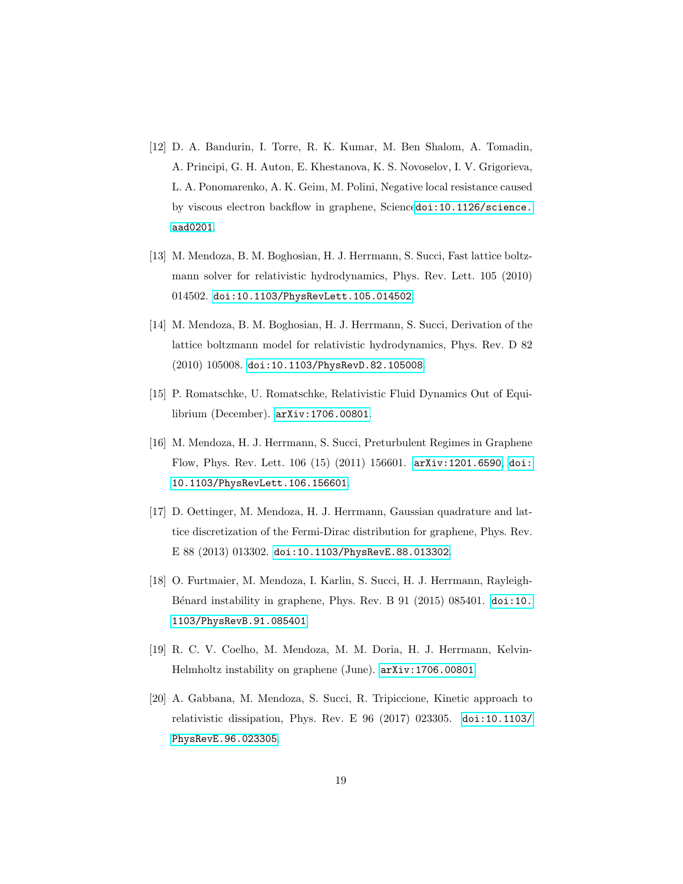[12] D. A. Bandurin, I. Torre, R. K. Kumar, M. Ben Shalom, A. Tomadin, A. Principi, G. H. Auton, E. Khestanova, K. S. Novoselov, I. V. Grigorieva, L. A. Ponomarenko, A. K. Geim, M. Polini, Negative local resistance caused by viscous electron backflow in graphene, Sciencedoi:10.1126/science.aad0201.

[13] M. Mendoza, B. M. Boghosian, H. J. Herrmann, S. Succi, Fast lattice boltzmann solver for relativistic hydrodynamics, Phys. Rev. Lett. 105 (2010) 014502. doi:10.1103/PhysRevLett.105.014502.

[14] M. Mendoza, B. M. Boghosian, H. J. Herrmann, S. Succi, Derivation of the lattice boltzmann model for relativistic hydrodynamics, Phys. Rev. D 82 (2010) 105008. doi:10.1103/PhysRevD.82.105008.

[15] P. Romatschke, U. Romatschke, Relativistic Fluid Dynamics Out of Equilibrium (December). arXiv:1706.00801.

[16] M. Mendoza, H. J. Herrmann, S. Succi, Preturbulent Regimes in Graphene Flow, Phys. Rev. Lett. 106 (15) (2011) 156601. arXiv:1201.6590, doi:10.1103/PhysRevLett.106.156601.

[17] D. Oettinger, M. Mendoza, H. J. Herrmann, Gaussian quadrature and lattice discretization of the Fermi-Dirac distribution for graphene, Phys. Rev. E 88 (2013) 013302. doi:10.1103/PhysRevE.88.013302.

[18] O. Furtmaier, M. Mendoza, I. Karlin, S. Succi, H. J. Herrmann, Rayleigh-Bénard instability in graphene, Phys. Rev. B 91 (2015) 085401. doi:10.1103/PhysRevB.91.085401.

[19] R. C. V. Coelho, M. Mendoza, M. M. Doria, H. J. Herrmann, Kelvin-Helmholtz instability on graphene (June). arXiv:1706.00801.

[20] A. Gabbana, M. Mendoza, S. Succi, R. Tripiccione, Kinetic approach to relativistic dissipation, Phys. Rev. E 96 (2017) 023305. doi:10.1103/PhysRevE.96.023305.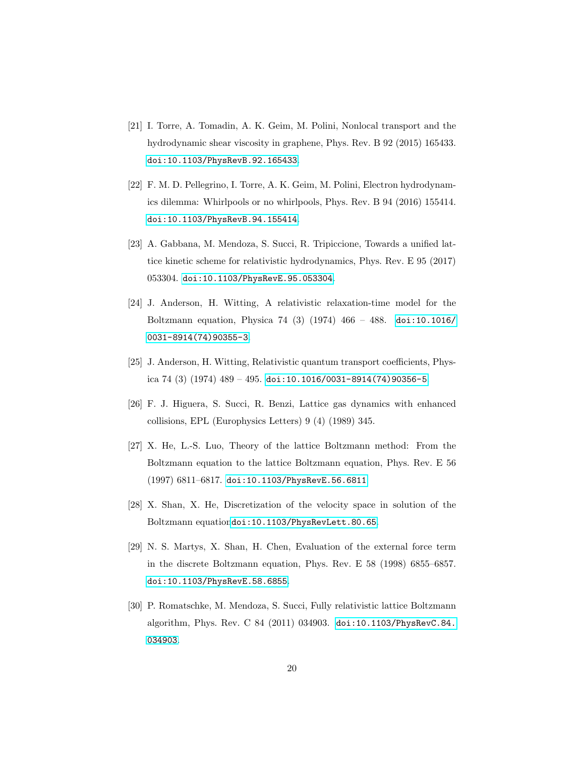[21] I. Torre, A. Tomadin, A. K. Geim, M. Polini, Nonlocal transport and the hydrodynamic shear viscosity in graphene, Phys. Rev. B 92 (2015) 165433. `doi:10.1103/PhysRevB.92.165433`.

[22] F. M. D. Pellegrino, I. Torre, A. K. Geim, M. Polini, Electron hydrodynamics dilemma: Whirlpools or no whirlpools, Phys. Rev. B 94 (2016) 155414. `doi:10.1103/PhysRevB.94.155414`.

[23] A. Gabbana, M. Mendoza, S. Succi, R. Tripiccione, Towards a unified lattice kinetic scheme for relativistic hydrodynamics, Phys. Rev. E 95 (2017) 053304. `doi:10.1103/PhysRevE.95.053304`.

[24] J. Anderson, H. Witting, A relativistic relaxation-time model for the Boltzmann equation, Physica 74 (3) (1974) 466 – 488. `doi:10.1016/0031-8914(74)90355-3`.

[25] J. Anderson, H. Witting, Relativistic quantum transport coefficients, Physica 74 (3) (1974) 489 – 495. `doi:10.1016/0031-8914(74)90356-5`.

[26] F. J. Higuera, S. Succi, R. Benzi, Lattice gas dynamics with enhanced collisions, EPL (Europhysics Letters) 9 (4) (1989) 345.

[27] X. He, L.-S. Luo, Theory of the lattice Boltzmann method: From the Boltzmann equation to the lattice Boltzmann equation, Phys. Rev. E 56 (1997) 6811–6817. `doi:10.1103/PhysRevE.56.6811`.

[28] X. Shan, X. He, Discretization of the velocity space in solution of the Boltzmann equation`doi:10.1103/PhysRevLett.80.65`.

[29] N. S. Martys, X. Shan, H. Chen, Evaluation of the external force term in the discrete Boltzmann equation, Phys. Rev. E 58 (1998) 6855–6857. `doi:10.1103/PhysRevE.58.6855`.

[30] P. Romatschke, M. Mendoza, S. Succi, Fully relativistic lattice Boltzmann algorithm, Phys. Rev. C 84 (2011) 034903. `doi:10.1103/PhysRevC.84.034903`.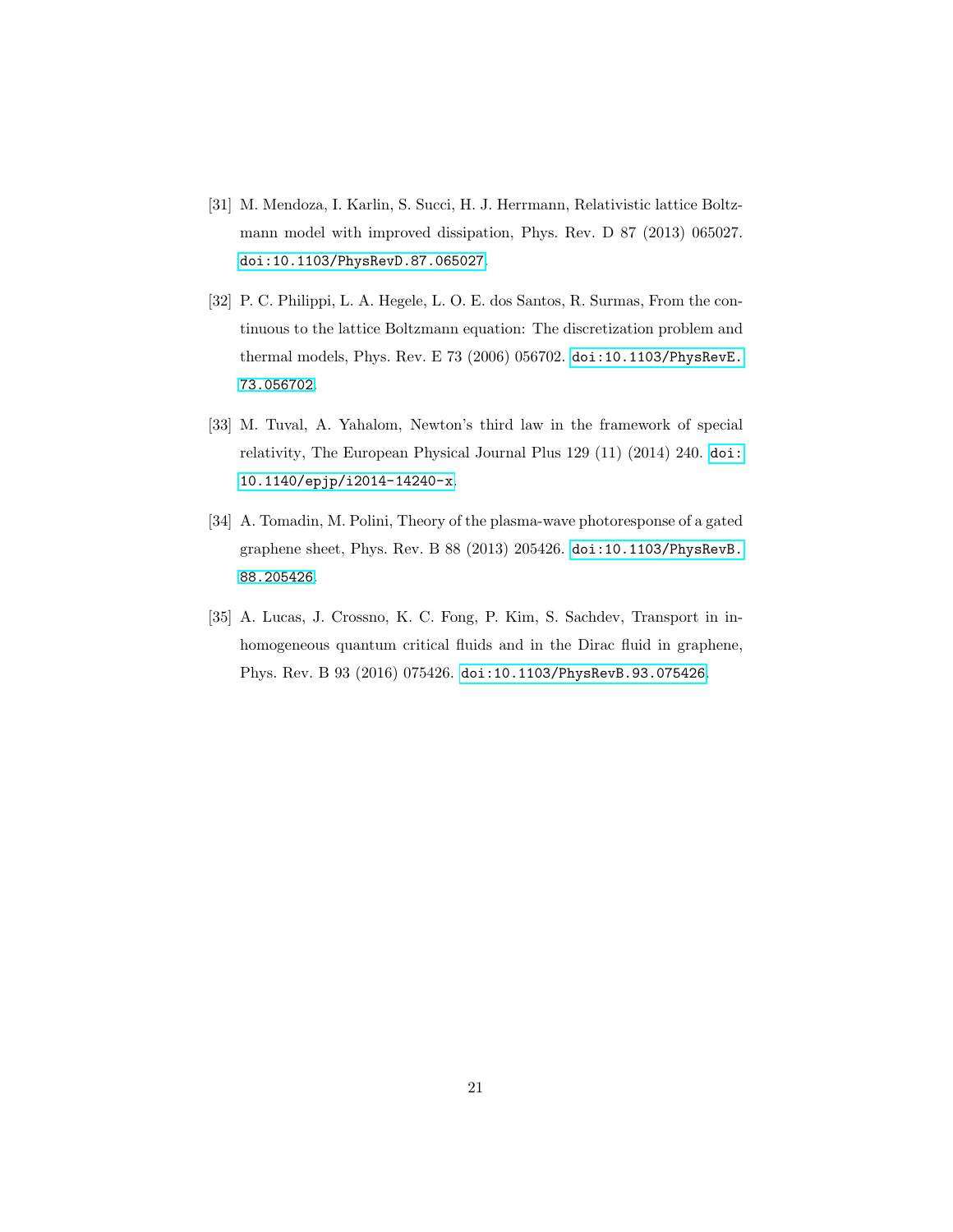[31] M. Mendoza, I. Karlin, S. Succi, H. J. Herrmann, Relativistic lattice Boltzmann model with improved dissipation, Phys. Rev. D 87 (2013) 065027. doi:10.1103/PhysRevD.87.065027.

[32] P. C. Philippi, L. A. Hegele, L. O. E. dos Santos, R. Surmas, From the continuous to the lattice Boltzmann equation: The discretization problem and thermal models, Phys. Rev. E 73 (2006) 056702. doi:10.1103/PhysRevE.73.056702.

[33] M. Tuval, A. Yahalom, Newton's third law in the framework of special relativity, The European Physical Journal Plus 129 (11) (2014) 240. doi:10.1140/epjp/i2014-14240-x.

[34] A. Tomadin, M. Polini, Theory of the plasma-wave photoresponse of a gated graphene sheet, Phys. Rev. B 88 (2013) 205426. doi:10.1103/PhysRevB.88.205426.

[35] A. Lucas, J. Crossno, K. C. Fong, P. Kim, S. Sachdev, Transport in inhomogeneous quantum critical fluids and in the Dirac fluid in graphene, Phys. Rev. B 93 (2016) 075426. doi:10.1103/PhysRevB.93.075426.